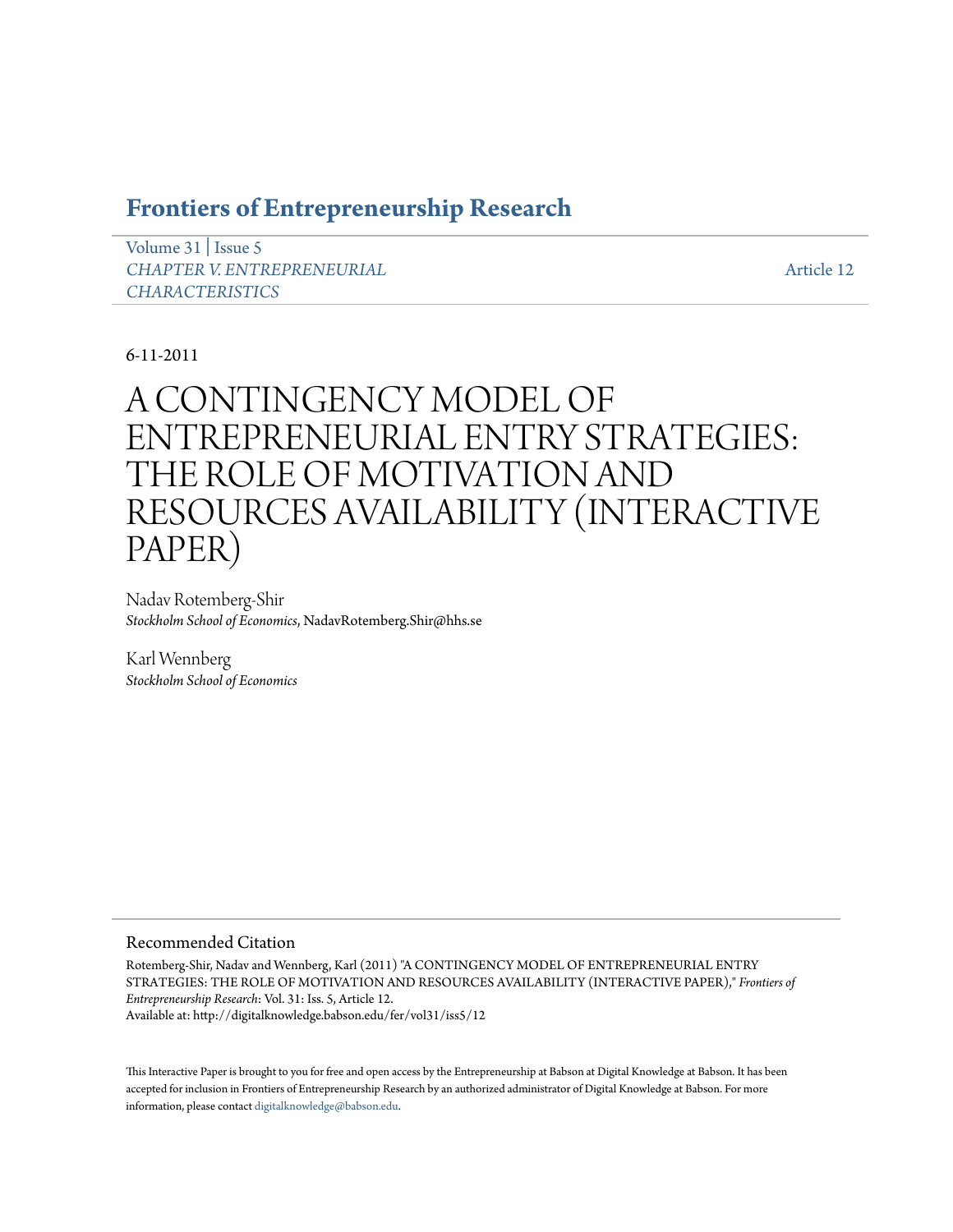# Frontiers of Entrepreneurship Research

Volume 31 | Issue 5
*CHAPTER V. ENTREPRENEURIAL CHARACTERISTICS*

Article 12

6-11-2011

# A CONTINGENCY MODEL OF ENTREPRENEURIAL ENTRY STRATEGIES: THE ROLE OF MOTIVATION AND RESOURCES AVAILABILITY (INTERACTIVE PAPER)

Nadav Rotemberg-Shir
*Stockholm School of Economics*, NadavRotemberg.Shir@hhs.se

Karl Wennberg
*Stockholm School of Economics*

## Recommended Citation

Rotemberg-Shir, Nadav and Wennberg, Karl (2011) "A CONTINGENCY MODEL OF ENTREPRENEURIAL ENTRY STRATEGIES: THE ROLE OF MOTIVATION AND RESOURCES AVAILABILITY (INTERACTIVE PAPER)," *Frontiers of Entrepreneurship Research*: Vol. 31: Iss. 5, Article 12.
Available at: http://digitalknowledge.babson.edu/fer/vol31/iss5/12

This Interactive Paper is brought to you for free and open access by the Entrepreneurship at Babson at Digital Knowledge at Babson. It has been accepted for inclusion in Frontiers of Entrepreneurship Research by an authorized administrator of Digital Knowledge at Babson. For more information, please contact digitalknowledge@babson.edu.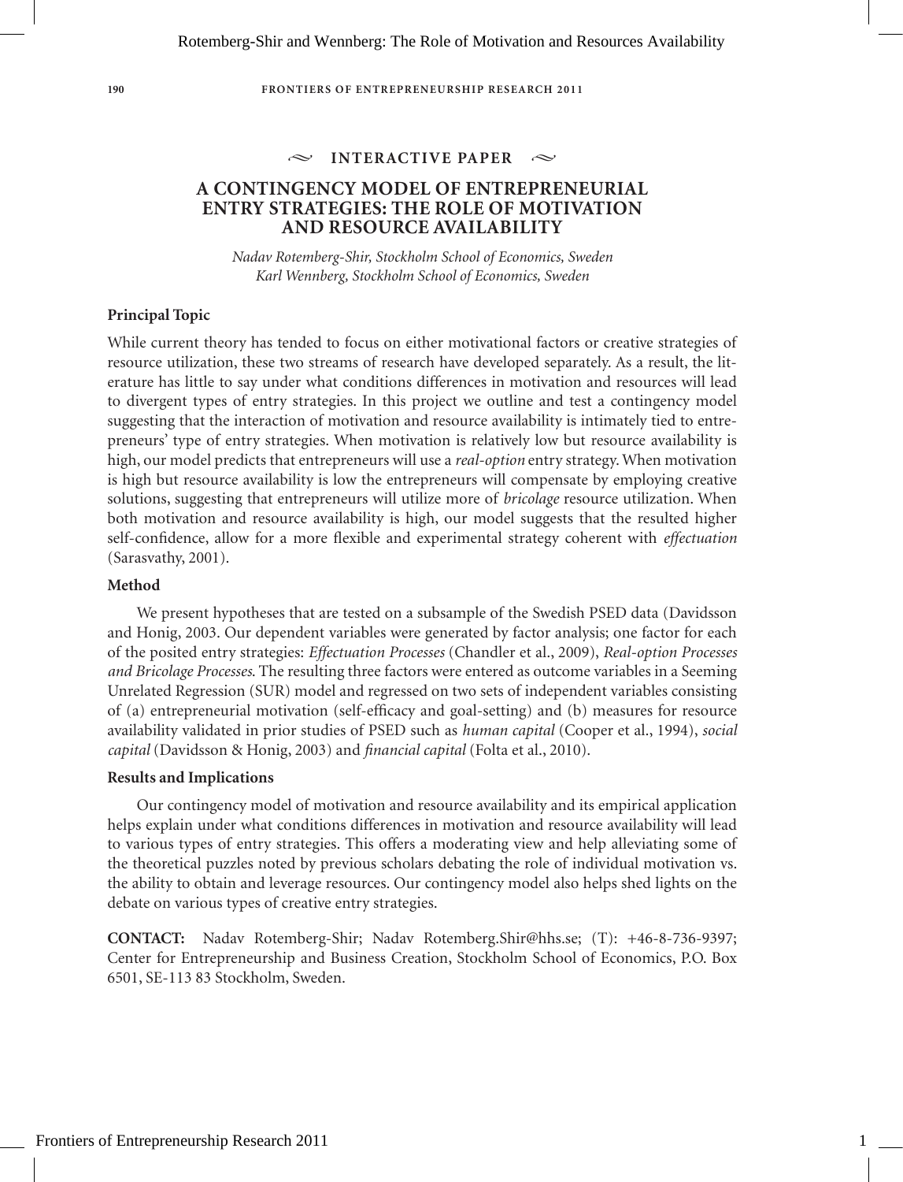~ INTERACTIVE PAPER ~

# A CONTINGENCY MODEL OF ENTREPRENEURIAL ENTRY STRATEGIES: THE ROLE OF MOTIVATION AND RESOURCE AVAILABILITY

*Nadav Rotemberg-Shir, Stockholm School of Economics, Sweden*
*Karl Wennberg, Stockholm School of Economics, Sweden*

## Principal Topic

While current theory has tended to focus on either motivational factors or creative strategies of resource utilization, these two streams of research have developed separately. As a result, the literature has little to say under what conditions differences in motivation and resources will lead to divergent types of entry strategies. In this project we outline and test a contingency model suggesting that the interaction of motivation and resource availability is intimately tied to entrepreneurs' type of entry strategies. When motivation is relatively low but resource availability is high, our model predicts that entrepreneurs will use a *real-option* entry strategy. When motivation is high but resource availability is low the entrepreneurs will compensate by employing creative solutions, suggesting that entrepreneurs will utilize more of *bricolage* resource utilization. When both motivation and resource availability is high, our model suggests that the resulted higher self-confidence, allow for a more flexible and experimental strategy coherent with *effectuation* (Sarasvathy, 2001).

## Method

We present hypotheses that are tested on a subsample of the Swedish PSED data (Davidsson and Honig, 2003. Our dependent variables were generated by factor analysis; one factor for each of the posited entry strategies: *Effectuation Processes* (Chandler et al., 2009), *Real-option Processes and Bricolage Processes.* The resulting three factors were entered as outcome variables in a Seeming Unrelated Regression (SUR) model and regressed on two sets of independent variables consisting of (a) entrepreneurial motivation (self-efficacy and goal-setting) and (b) measures for resource availability validated in prior studies of PSED such as *human capital* (Cooper et al., 1994), *social capital* (Davidsson & Honig, 2003) and *financial capital* (Folta et al., 2010).

## Results and Implications

Our contingency model of motivation and resource availability and its empirical application helps explain under what conditions differences in motivation and resource availability will lead to various types of entry strategies. This offers a moderating view and help alleviating some of the theoretical puzzles noted by previous scholars debating the role of individual motivation vs. the ability to obtain and leverage resources. Our contingency model also helps shed lights on the debate on various types of creative entry strategies.

**CONTACT:** Nadav Rotemberg-Shir; Nadav Rotemberg.Shir@hhs.se; (T): +46-8-736-9397; Center for Entrepreneurship and Business Creation, Stockholm School of Economics, P.O. Box 6501, SE-113 83 Stockholm, Sweden.